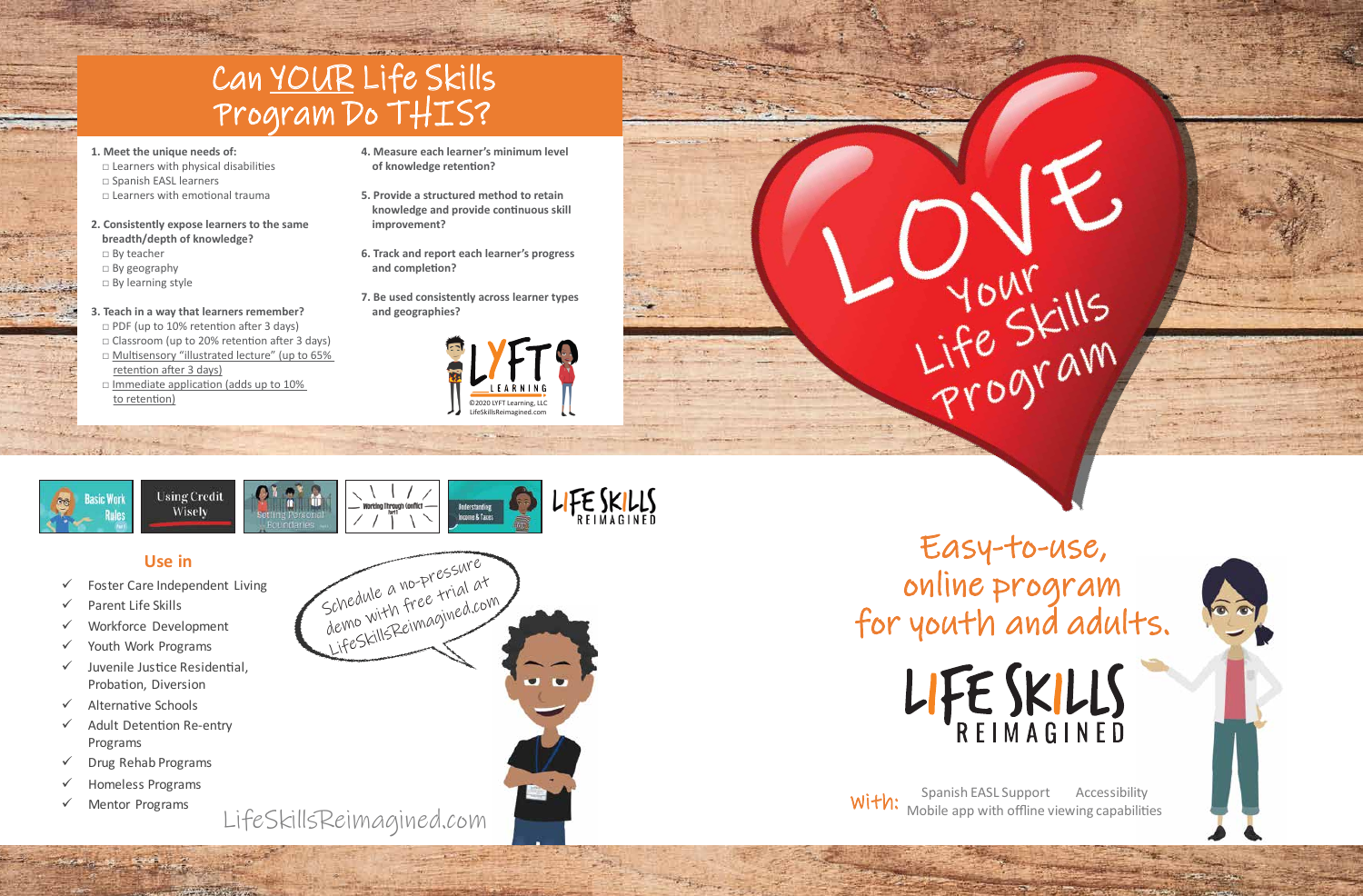# Can YOUR Life Skills Program Do THIS?

**1. Meet the unique needs of:**
- □ Learners with physical disabilities
- □ Spanish EASL learners
- □ Learners with emotional trauma

**2. Consistently expose learners to the same breadth/depth of knowledge?**
- □ By teacher
- □ By geography
- □ By learning style

**3. Teach in a way that learners remember?**
- □ PDF (up to 10% retention after 3 days)
- □ Classroom (up to 20% retention after 3 days)
- □ Multisensory "illustrated lecture" (up to 65% retention after 3 days)
- □ Immediate application (adds up to 10% to retention)

**4. Measure each learner's minimum level of knowledge retention?**

**5. Provide a structured method to retain knowledge and provide continuous skill improvement?**

**6. Track and report each learner's progress and completion?**

**7. Be used consistently across learner types and geographies?**

LYFT LEARNING

©2020 LYFT Learning, LLC
LifeSkillsReimagined.com

# LOVE Your Life Skills Program

Basic Work Rules | Using Credit Wisely | Setting Personal Boundaries | Working Through Conflict | Understanding Income & Taxes

LIFE SKILLS REIMAGINED

## Use in

- ✓ Foster Care Independent Living
- ✓ Parent Life Skills
- ✓ Workforce Development
- ✓ Youth Work Programs
- ✓ Juvenile Justice Residential, Probation, Diversion
- ✓ Alternative Schools
- ✓ Adult Detention Re-entry Programs
- ✓ Drug Rehab Programs
- ✓ Homeless Programs
- ✓ Mentor Programs

Schedule a no-pressure demo with free trial at LifeSkillsReimagined.com

LifeSkillsReimagined.com

## Easy-to-use, online program for youth and adults.

LIFE SKILLS REIMAGINED

With: Spanish EASL Support Accessibility Mobile app with offline viewing capabilities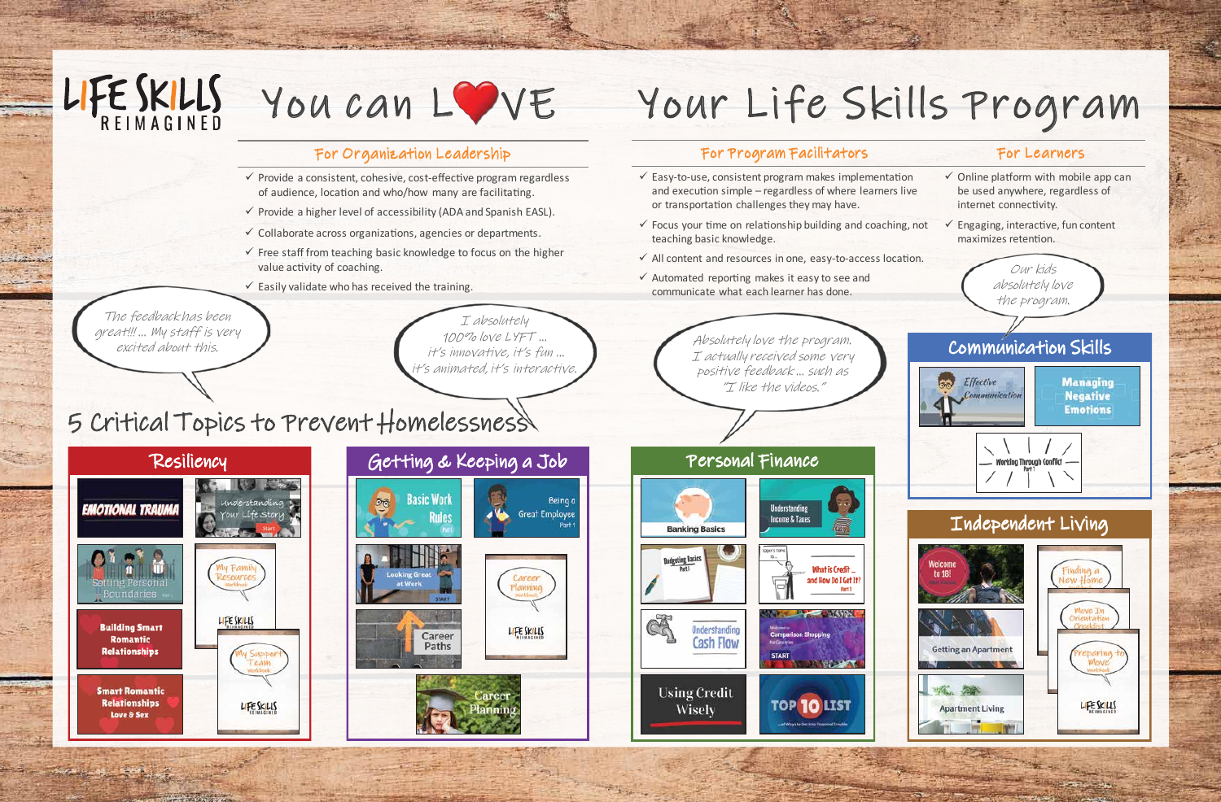# LIFE SKILLS REIMAGINED

# You can LOVE Your Life Skills Program

## For Organization Leadership

- ✓ Provide a consistent, cohesive, cost-effective program regardless of audience, location and who/how many are facilitating.
- ✓ Provide a higher level of accessibility (ADA and Spanish EASL).
- ✓ Collaborate across organizations, agencies or departments.
- ✓ Free staff from teaching basic knowledge to focus on the higher value activity of coaching.
- ✓ Easily validate who has received the training.

## For Program Facilitators

- ✓ Easy-to-use, consistent program makes implementation and execution simple – regardless of where learners live or transportation challenges they may have.
- ✓ Focus your time on relationship building and coaching, not teaching basic knowledge.
- ✓ All content and resources in one, easy-to-access location.
- ✓ Automated reporting makes it easy to see and communicate what each learner has done.

## For Learners

- ✓ Online platform with mobile app can be used anywhere, regardless of internet connectivity.
- ✓ Engaging, interactive, fun content maximizes retention.

*The feedback has been great!!!... My staff is very excited about this.*

*I absolutely 100% love LYFT... it's innovative, it's fun... it's animated, it's interactive.*

*Absolutely love the program. I actually received some very positive feedback... such as "I like the videos."*

*Our kids absolutely love the program.*

## 5 Critical Topics to Prevent Homelessness

### Resiliency

- Emotional Trauma
- Understanding Your Life Story
- Setting Personal Boundaries
- My Family Resources
- Building Smart Romantic Relationships
- My Support Team
- Smart Romantic Relationships Love & Sex

### Getting & Keeping a Job

- Basic Work Rules
- Being a Great Employee
- Looking Great at Work
- Career Planning
- Career Paths
- Career Planning

### Personal Finance

- Banking Basics
- Understanding Income & Taxes
- Budgeting Basics
- What is Credit... and How Do I Get It?
- Understanding Cash Flow
- Comparison Shopping
- Using Credit Wisely
- Top 10 List

### Communication Skills

- Effective Communication
- Managing Negative Emotions
- Working Through Conflict

### Independent Living

- Welcome to 18!
- Finding a New Home
- Move In Orientation Checklist
- Getting an Apartment
- Preparing to Move
- Apartment Living